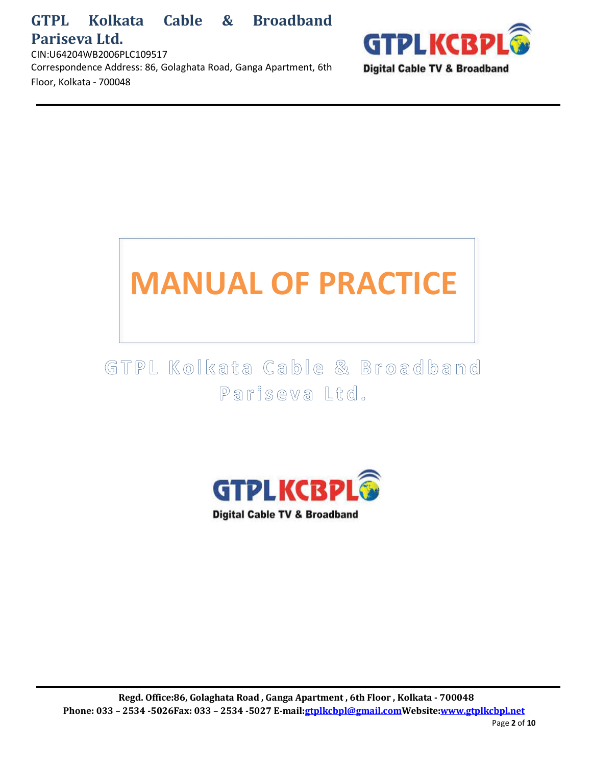# GTPL Kolkata Cable & Broadband Pariseva Ltd.

CIN:U64204WB2006PLC109517

Correspondence Address: 86, Golaghata Road, Ganga Apartment, 6th Floor, Kolkata - 700048

# MANUAL OF PRACTICE

## GTPL Kolkata Cable & Broadband Pariseva Ltd.

**Regd. Office:86, Golaghata Road , Ganga Apartment , 6th Floor , Kolkata - 700048**

**Phone: 033 – 2534 -5026Fax: 033 – 2534 -5027 E-mail:gtplkcbpl@gmail.comWebsite:www.gtplkcbpl.net**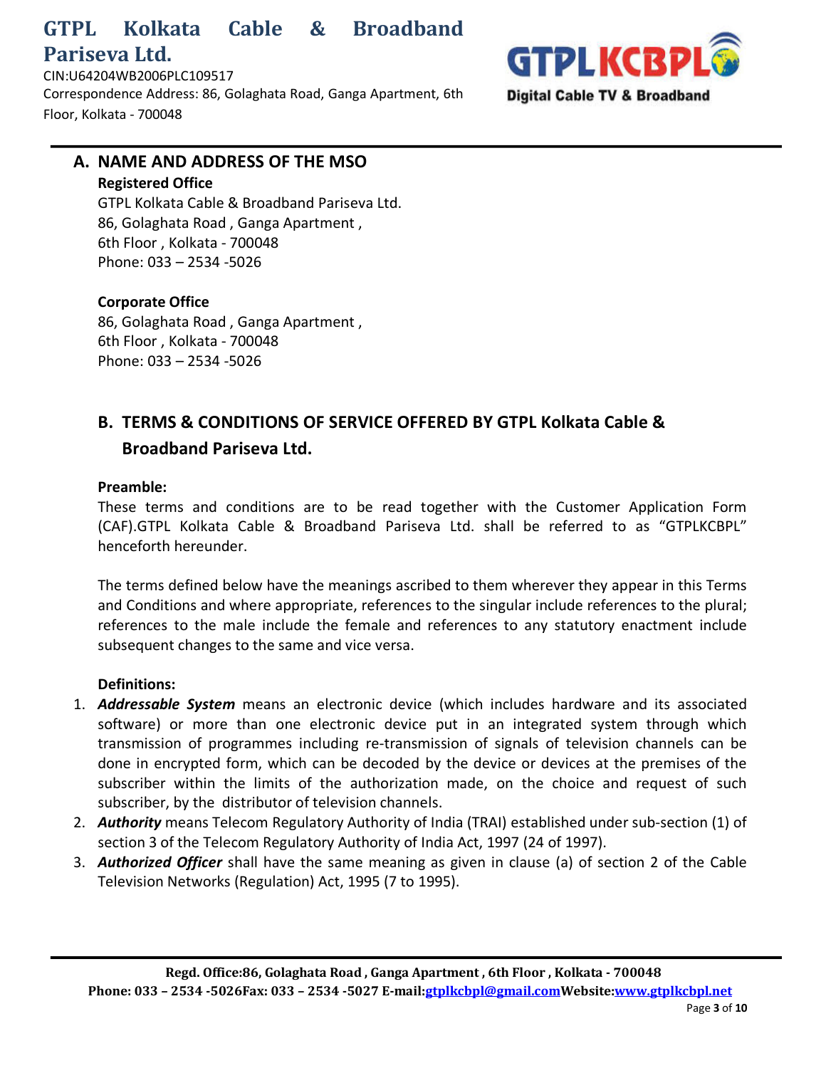## A. NAME AND ADDRESS OF THE MSO

**Registered Office**
GTPL Kolkata Cable & Broadband Pariseva Ltd.
86, Golaghata Road , Ganga Apartment ,
6th Floor , Kolkata - 700048
Phone: 033 – 2534 -5026

**Corporate Office**
86, Golaghata Road , Ganga Apartment ,
6th Floor , Kolkata - 700048
Phone: 033 – 2534 -5026

## B. TERMS & CONDITIONS OF SERVICE OFFERED BY GTPL Kolkata Cable & Broadband Pariseva Ltd.

**Preamble:**

These terms and conditions are to be read together with the Customer Application Form (CAF).GTPL Kolkata Cable & Broadband Pariseva Ltd. shall be referred to as "GTPLKCBPL" henceforth hereunder.

The terms defined below have the meanings ascribed to them wherever they appear in this Terms and Conditions and where appropriate, references to the singular include references to the plural; references to the male include the female and references to any statutory enactment include subsequent changes to the same and vice versa.

**Definitions:**

1. ***Addressable System*** means an electronic device (which includes hardware and its associated software) or more than one electronic device put in an integrated system through which transmission of programmes including re-transmission of signals of television channels can be done in encrypted form, which can be decoded by the device or devices at the premises of the subscriber within the limits of the authorization made, on the choice and request of such subscriber, by the distributor of television channels.
2. ***Authority*** means Telecom Regulatory Authority of India (TRAI) established under sub-section (1) of section 3 of the Telecom Regulatory Authority of India Act, 1997 (24 of 1997).
3. ***Authorized Officer*** shall have the same meaning as given in clause (a) of section 2 of the Cable Television Networks (Regulation) Act, 1995 (7 to 1995).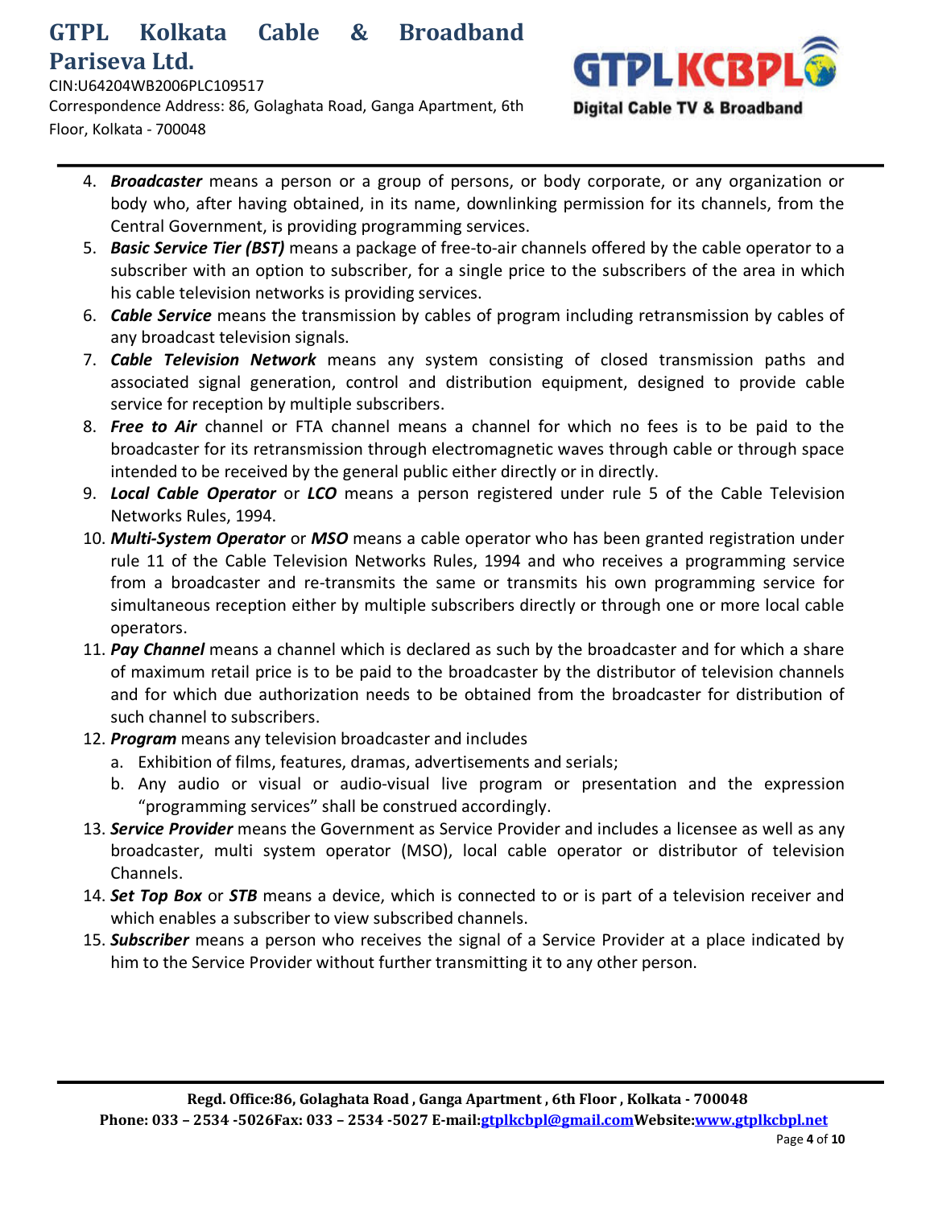4. ***Broadcaster*** means a person or a group of persons, or body corporate, or any organization or body who, after having obtained, in its name, downlinking permission for its channels, from the Central Government, is providing programming services.
5. ***Basic Service Tier (BST)*** means a package of free-to-air channels offered by the cable operator to a subscriber with an option to subscriber, for a single price to the subscribers of the area in which his cable television networks is providing services.
6. ***Cable Service*** means the transmission by cables of program including retransmission by cables of any broadcast television signals.
7. ***Cable Television Network*** means any system consisting of closed transmission paths and associated signal generation, control and distribution equipment, designed to provide cable service for reception by multiple subscribers.
8. ***Free to Air*** channel or FTA channel means a channel for which no fees is to be paid to the broadcaster for its retransmission through electromagnetic waves through cable or through space intended to be received by the general public either directly or in directly.
9. ***Local Cable Operator*** or ***LCO*** means a person registered under rule 5 of the Cable Television Networks Rules, 1994.
10. ***Multi-System Operator*** or ***MSO*** means a cable operator who has been granted registration under rule 11 of the Cable Television Networks Rules, 1994 and who receives a programming service from a broadcaster and re-transmits the same or transmits his own programming service for simultaneous reception either by multiple subscribers directly or through one or more local cable operators.
11. ***Pay Channel*** means a channel which is declared as such by the broadcaster and for which a share of maximum retail price is to be paid to the broadcaster by the distributor of television channels and for which due authorization needs to be obtained from the broadcaster for distribution of such channel to subscribers.
12. ***Program*** means any television broadcaster and includes
    a. Exhibition of films, features, dramas, advertisements and serials;
    b. Any audio or visual or audio-visual live program or presentation and the expression "programming services" shall be construed accordingly.
13. ***Service Provider*** means the Government as Service Provider and includes a licensee as well as any broadcaster, multi system operator (MSO), local cable operator or distributor of television Channels.
14. ***Set Top Box*** or ***STB*** means a device, which is connected to or is part of a television receiver and which enables a subscriber to view subscribed channels.
15. ***Subscriber*** means a person who receives the signal of a Service Provider at a place indicated by him to the Service Provider without further transmitting it to any other person.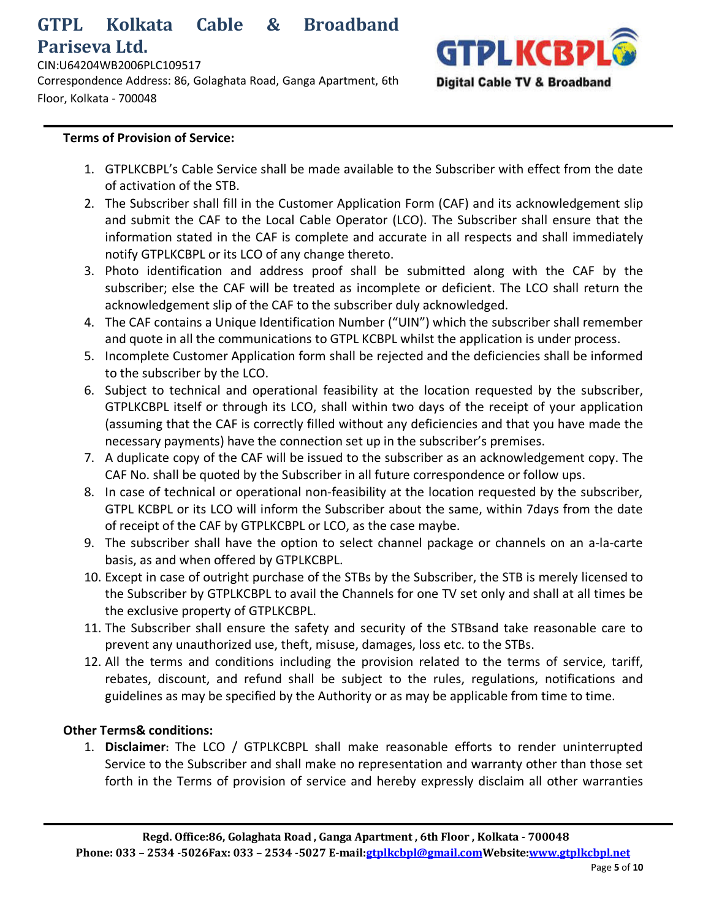**Terms of Provision of Service:**

1. GTPLKCBPL's Cable Service shall be made available to the Subscriber with effect from the date of activation of the STB.
2. The Subscriber shall fill in the Customer Application Form (CAF) and its acknowledgement slip and submit the CAF to the Local Cable Operator (LCO). The Subscriber shall ensure that the information stated in the CAF is complete and accurate in all respects and shall immediately notify GTPLKCBPL or its LCO of any change thereto.
3. Photo identification and address proof shall be submitted along with the CAF by the subscriber; else the CAF will be treated as incomplete or deficient. The LCO shall return the acknowledgement slip of the CAF to the subscriber duly acknowledged.
4. The CAF contains a Unique Identification Number ("UIN") which the subscriber shall remember and quote in all the communications to GTPL KCBPL whilst the application is under process.
5. Incomplete Customer Application form shall be rejected and the deficiencies shall be informed to the subscriber by the LCO.
6. Subject to technical and operational feasibility at the location requested by the subscriber, GTPLKCBPL itself or through its LCO, shall within two days of the receipt of your application (assuming that the CAF is correctly filled without any deficiencies and that you have made the necessary payments) have the connection set up in the subscriber's premises.
7. A duplicate copy of the CAF will be issued to the subscriber as an acknowledgement copy. The CAF No. shall be quoted by the Subscriber in all future correspondence or follow ups.
8. In case of technical or operational non-feasibility at the location requested by the subscriber, GTPL KCBPL or its LCO will inform the Subscriber about the same, within 7days from the date of receipt of the CAF by GTPLKCBPL or LCO, as the case maybe.
9. The subscriber shall have the option to select channel package or channels on an a-la-carte basis, as and when offered by GTPLKCBPL.
10. Except in case of outright purchase of the STBs by the Subscriber, the STB is merely licensed to the Subscriber by GTPLKCBPL to avail the Channels for one TV set only and shall at all times be the exclusive property of GTPLKCBPL.
11. The Subscriber shall ensure the safety and security of the STBsand take reasonable care to prevent any unauthorized use, theft, misuse, damages, loss etc. to the STBs.
12. All the terms and conditions including the provision related to the terms of service, tariff, rebates, discount, and refund shall be subject to the rules, regulations, notifications and guidelines as may be specified by the Authority or as may be applicable from time to time.

**Other Terms& conditions:**

1. **Disclaimer**: The LCO / GTPLKCBPL shall make reasonable efforts to render uninterrupted Service to the Subscriber and shall make no representation and warranty other than those set forth in the Terms of provision of service and hereby expressly disclaim all other warranties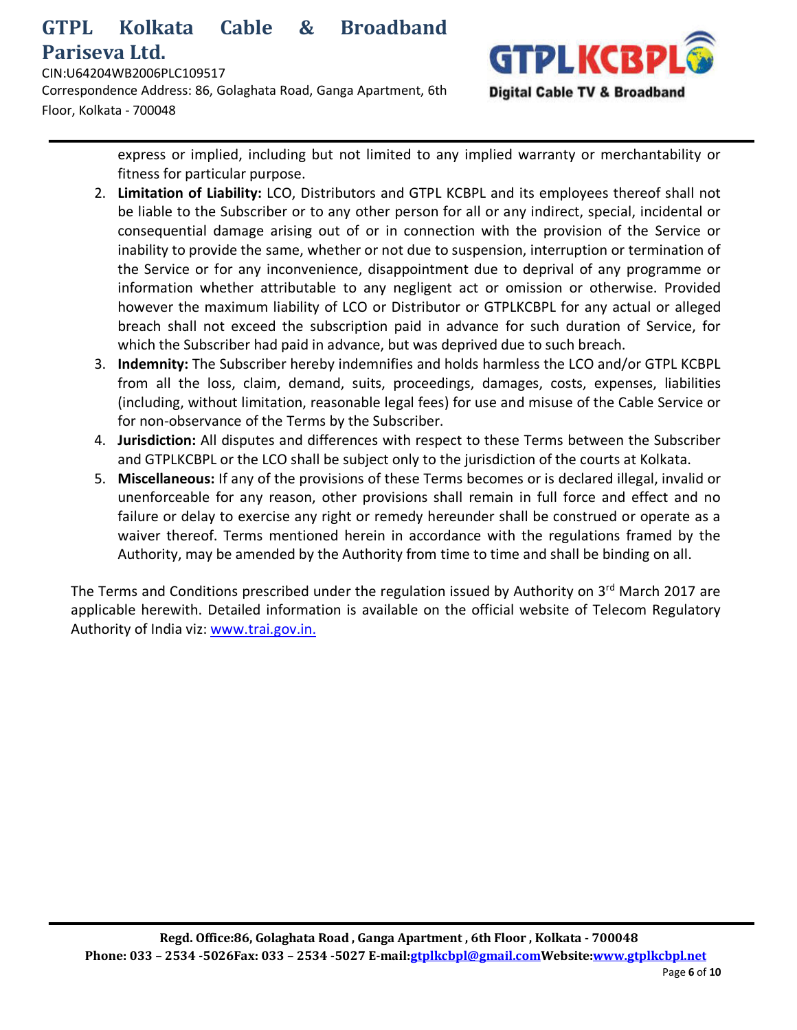express or implied, including but not limited to any implied warranty or merchantability or fitness for particular purpose.

2. **Limitation of Liability:** LCO, Distributors and GTPL KCBPL and its employees thereof shall not be liable to the Subscriber or to any other person for all or any indirect, special, incidental or consequential damage arising out of or in connection with the provision of the Service or inability to provide the same, whether or not due to suspension, interruption or termination of the Service or for any inconvenience, disappointment due to deprival of any programme or information whether attributable to any negligent act or omission or otherwise. Provided however the maximum liability of LCO or Distributor or GTPLKCBPL for any actual or alleged breach shall not exceed the subscription paid in advance for such duration of Service, for which the Subscriber had paid in advance, but was deprived due to such breach.
3. **Indemnity:** The Subscriber hereby indemnifies and holds harmless the LCO and/or GTPL KCBPL from all the loss, claim, demand, suits, proceedings, damages, costs, expenses, liabilities (including, without limitation, reasonable legal fees) for use and misuse of the Cable Service or for non-observance of the Terms by the Subscriber.
4. **Jurisdiction:** All disputes and differences with respect to these Terms between the Subscriber and GTPLKCBPL or the LCO shall be subject only to the jurisdiction of the courts at Kolkata.
5. **Miscellaneous:** If any of the provisions of these Terms becomes or is declared illegal, invalid or unenforceable for any reason, other provisions shall remain in full force and effect and no failure or delay to exercise any right or remedy hereunder shall be construed or operate as a waiver thereof. Terms mentioned herein in accordance with the regulations framed by the Authority, may be amended by the Authority from time to time and shall be binding on all.

The Terms and Conditions prescribed under the regulation issued by Authority on 3rd March 2017 are applicable herewith. Detailed information is available on the official website of Telecom Regulatory Authority of India viz: www.trai.gov.in.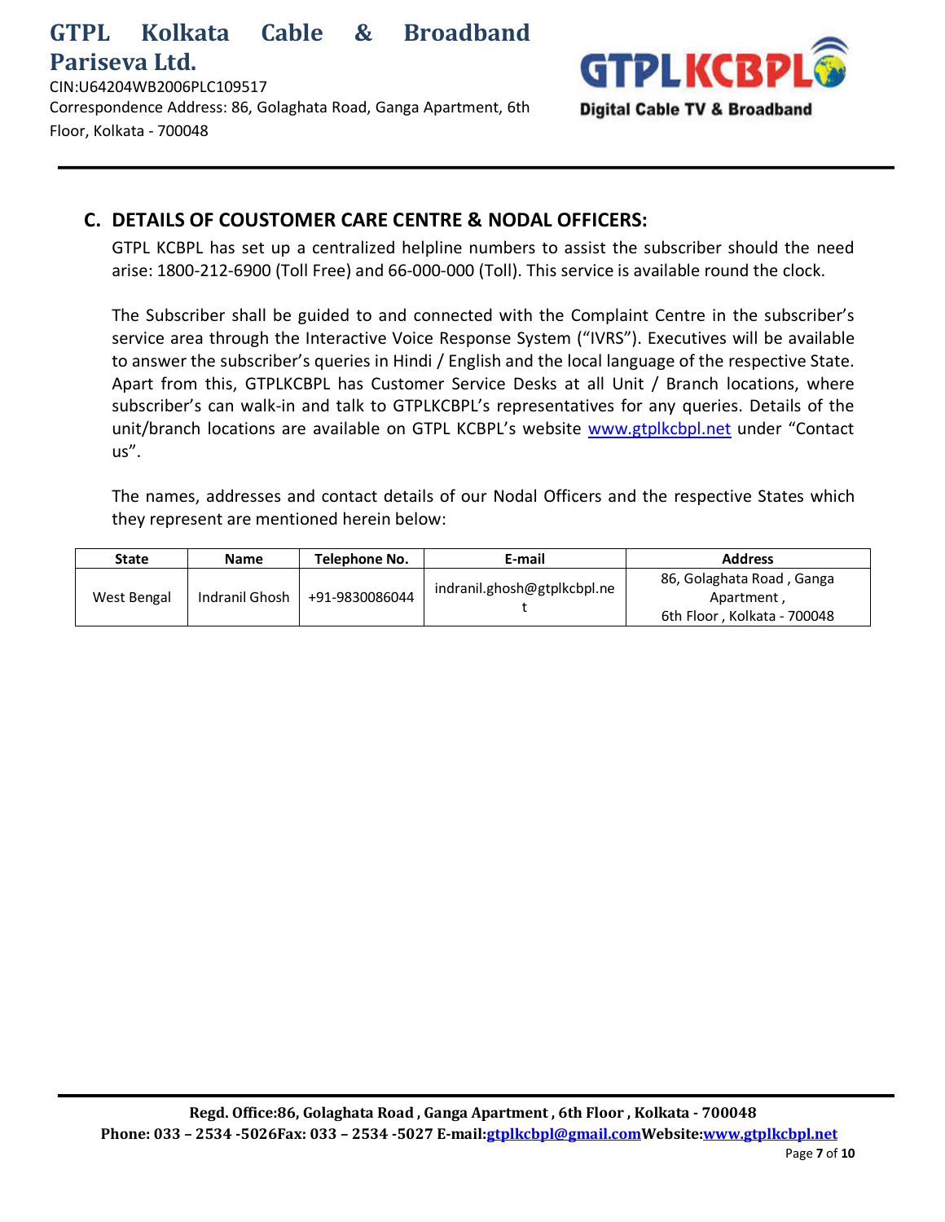## C. DETAILS OF COUSTOMER CARE CENTRE & NODAL OFFICERS:

GTPL KCBPL has set up a centralized helpline numbers to assist the subscriber should the need arise: 1800-212-6900 (Toll Free) and 66-000-000 (Toll). This service is available round the clock.

The Subscriber shall be guided to and connected with the Complaint Centre in the subscriber's service area through the Interactive Voice Response System ("IVRS"). Executives will be available to answer the subscriber's queries in Hindi / English and the local language of the respective State. Apart from this, GTPLKCBPL has Customer Service Desks at all Unit / Branch locations, where subscriber's can walk-in and talk to GTPLKCBPL's representatives for any queries. Details of the unit/branch locations are available on GTPL KCBPL's website www.gtplkcbpl.net under "Contact us".

The names, addresses and contact details of our Nodal Officers and the respective States which they represent are mentioned herein below:

| State | Name | Telephone No. | E-mail | Address |
|---|---|---|---|---|
| West Bengal | Indranil Ghosh | +91-9830086044 | indranil.ghosh@gtplkcbpl.net | 86, Golaghata Road , Ganga Apartment , 6th Floor , Kolkata - 700048 |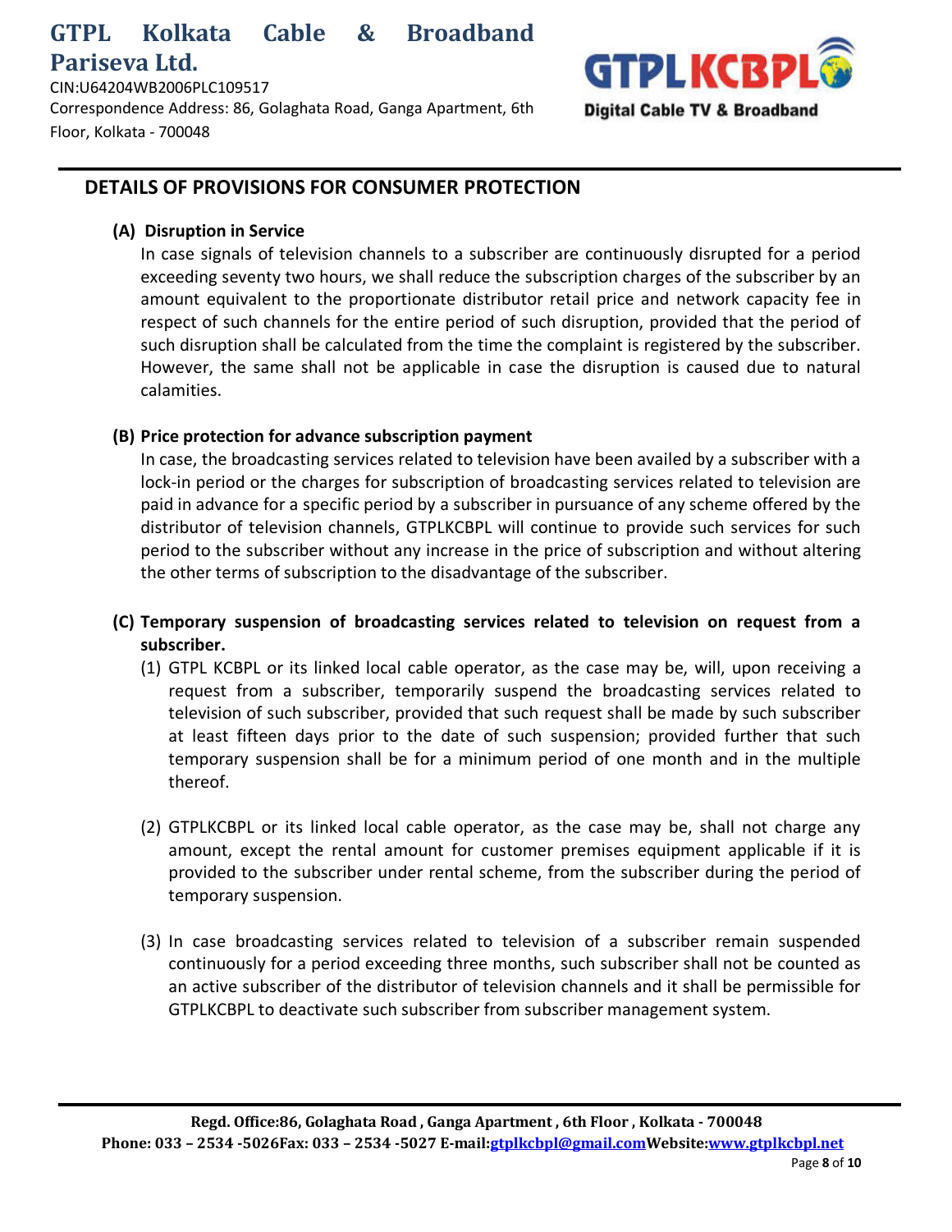## DETAILS OF PROVISIONS FOR CONSUMER PROTECTION

**(A) Disruption in Service**

In case signals of television channels to a subscriber are continuously disrupted for a period exceeding seventy two hours, we shall reduce the subscription charges of the subscriber by an amount equivalent to the proportionate distributor retail price and network capacity fee in respect of such channels for the entire period of such disruption, provided that the period of such disruption shall be calculated from the time the complaint is registered by the subscriber. However, the same shall not be applicable in case the disruption is caused due to natural calamities.

**(B) Price protection for advance subscription payment**

In case, the broadcasting services related to television have been availed by a subscriber with a lock-in period or the charges for subscription of broadcasting services related to television are paid in advance for a specific period by a subscriber in pursuance of any scheme offered by the distributor of television channels, GTPLKCBPL will continue to provide such services for such period to the subscriber without any increase in the price of subscription and without altering the other terms of subscription to the disadvantage of the subscriber.

**(C) Temporary suspension of broadcasting services related to television on request from a subscriber.**

(1) GTPL KCBPL or its linked local cable operator, as the case may be, will, upon receiving a request from a subscriber, temporarily suspend the broadcasting services related to television of such subscriber, provided that such request shall be made by such subscriber at least fifteen days prior to the date of such suspension; provided further that such temporary suspension shall be for a minimum period of one month and in the multiple thereof.

(2) GTPLKCBPL or its linked local cable operator, as the case may be, shall not charge any amount, except the rental amount for customer premises equipment applicable if it is provided to the subscriber under rental scheme, from the subscriber during the period of temporary suspension.

(3) In case broadcasting services related to television of a subscriber remain suspended continuously for a period exceeding three months, such subscriber shall not be counted as an active subscriber of the distributor of television channels and it shall be permissible for GTPLKCBPL to deactivate such subscriber from subscriber management system.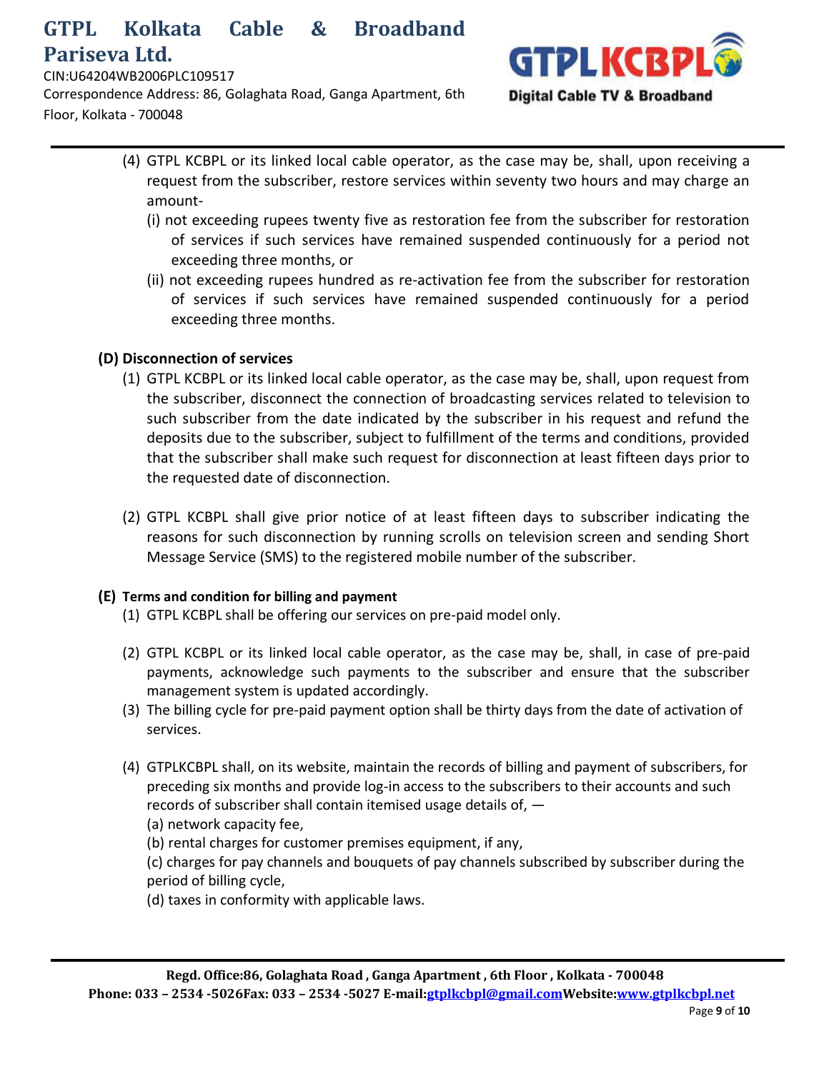(4) GTPL KCBPL or its linked local cable operator, as the case may be, shall, upon receiving a request from the subscriber, restore services within seventy two hours and may charge an amount-

(i) not exceeding rupees twenty five as restoration fee from the subscriber for restoration of services if such services have remained suspended continuously for a period not exceeding three months, or

(ii) not exceeding rupees hundred as re-activation fee from the subscriber for restoration of services if such services have remained suspended continuously for a period exceeding three months.

**(D) Disconnection of services**

(1) GTPL KCBPL or its linked local cable operator, as the case may be, shall, upon request from the subscriber, disconnect the connection of broadcasting services related to television to such subscriber from the date indicated by the subscriber in his request and refund the deposits due to the subscriber, subject to fulfillment of the terms and conditions, provided that the subscriber shall make such request for disconnection at least fifteen days prior to the requested date of disconnection.

(2) GTPL KCBPL shall give prior notice of at least fifteen days to subscriber indicating the reasons for such disconnection by running scrolls on television screen and sending Short Message Service (SMS) to the registered mobile number of the subscriber.

**(E) Terms and condition for billing and payment**

(1) GTPL KCBPL shall be offering our services on pre-paid model only.

(2) GTPL KCBPL or its linked local cable operator, as the case may be, shall, in case of pre-paid payments, acknowledge such payments to the subscriber and ensure that the subscriber management system is updated accordingly.

(3) The billing cycle for pre-paid payment option shall be thirty days from the date of activation of services.

(4) GTPLKCBPL shall, on its website, maintain the records of billing and payment of subscribers, for preceding six months and provide log-in access to the subscribers to their accounts and such records of subscriber shall contain itemised usage details of, —

(a) network capacity fee,

(b) rental charges for customer premises equipment, if any,

(c) charges for pay channels and bouquets of pay channels subscribed by subscriber during the period of billing cycle,

(d) taxes in conformity with applicable laws.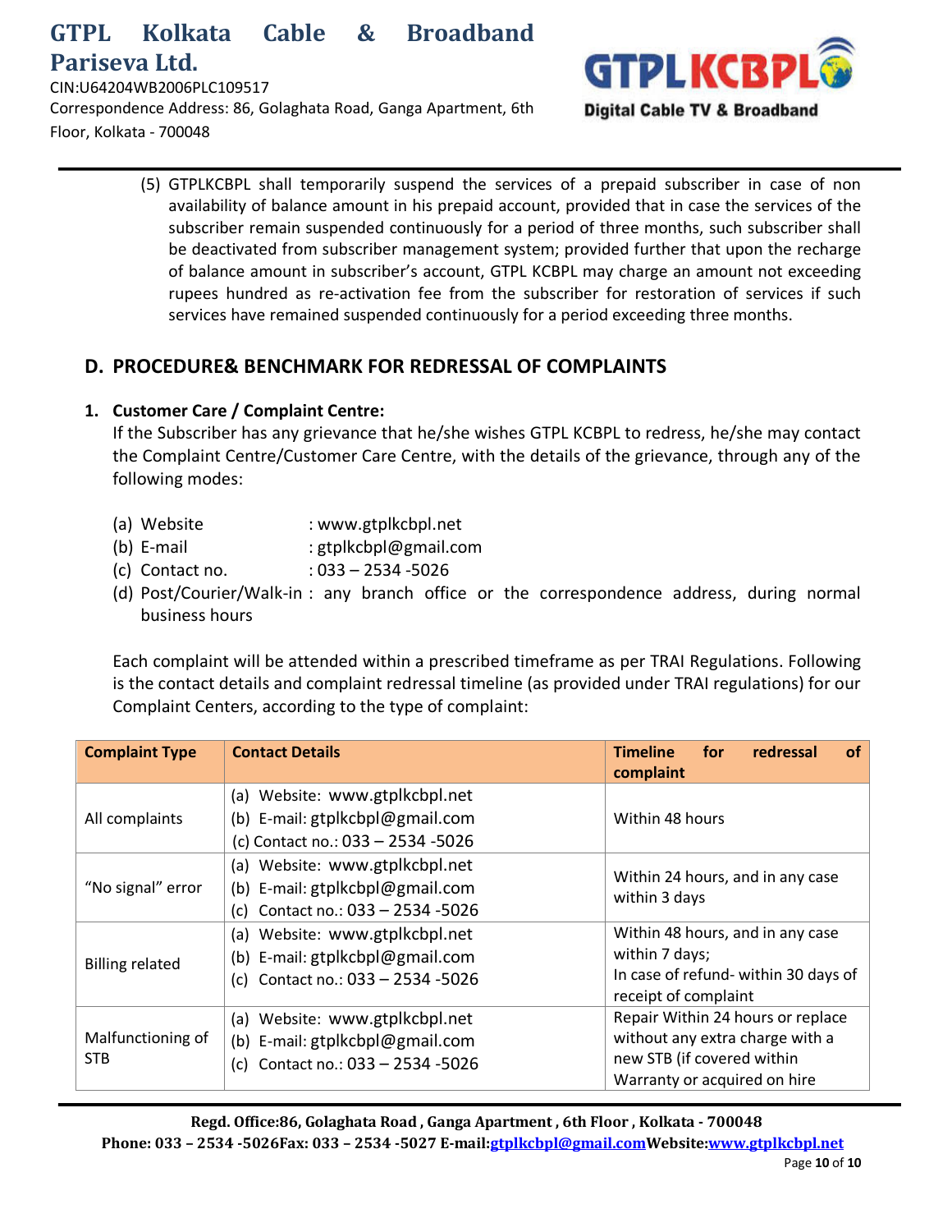(5) GTPLKCBPL shall temporarily suspend the services of a prepaid subscriber in case of non availability of balance amount in his prepaid account, provided that in case the services of the subscriber remain suspended continuously for a period of three months, such subscriber shall be deactivated from subscriber management system; provided further that upon the recharge of balance amount in subscriber's account, GTPL KCBPL may charge an amount not exceeding rupees hundred as re-activation fee from the subscriber for restoration of services if such services have remained suspended continuously for a period exceeding three months.

## D. PROCEDURE& BENCHMARK FOR REDRESSAL OF COMPLAINTS

### 1. Customer Care / Complaint Centre:

If the Subscriber has any grievance that he/she wishes GTPL KCBPL to redress, he/she may contact the Complaint Centre/Customer Care Centre, with the details of the grievance, through any of the following modes:

(a) Website : www.gtplkcbpl.net
(b) E-mail : gtplkcbpl@gmail.com
(c) Contact no. : 033 – 2534 -5026
(d) Post/Courier/Walk-in : any branch office or the correspondence address, during normal business hours

Each complaint will be attended within a prescribed timeframe as per TRAI Regulations. Following is the contact details and complaint redressal timeline (as provided under TRAI regulations) for our Complaint Centers, according to the type of complaint:

| Complaint Type | Contact Details | Timeline for redressal of complaint |
|---|---|---|
| All complaints | (a) Website: www.gtplkcbpl.net<br>(b) E-mail: gtplkcbpl@gmail.com<br>(c) Contact no.: 033 – 2534 -5026 | Within 48 hours |
| "No signal" error | (a) Website: www.gtplkcbpl.net<br>(b) E-mail: gtplkcbpl@gmail.com<br>(c) Contact no.: 033 – 2534 -5026 | Within 24 hours, and in any case within 3 days |
| Billing related | (a) Website: www.gtplkcbpl.net<br>(b) E-mail: gtplkcbpl@gmail.com<br>(c) Contact no.: 033 – 2534 -5026 | Within 48 hours, and in any case within 7 days;<br>In case of refund- within 30 days of receipt of complaint |
| Malfunctioning of STB | (a) Website: www.gtplkcbpl.net<br>(b) E-mail: gtplkcbpl@gmail.com<br>(c) Contact no.: 033 – 2534 -5026 | Repair Within 24 hours or replace without any extra charge with a new STB (if covered within Warranty or acquired on hire |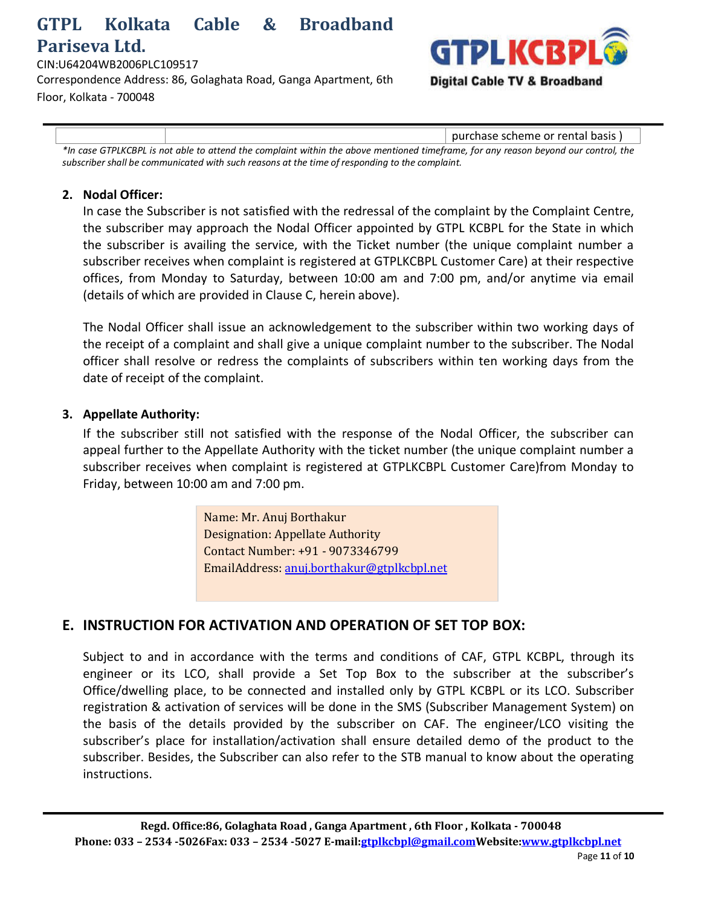| | | |
|---|---|---|
| | | purchase scheme or rental basis ) |

*\*In case GTPLKCBPL is not able to attend the complaint within the above mentioned timeframe, for any reason beyond our control, the subscriber shall be communicated with such reasons at the time of responding to the complaint.*

**2. Nodal Officer:**

In case the Subscriber is not satisfied with the redressal of the complaint by the Complaint Centre, the subscriber may approach the Nodal Officer appointed by GTPL KCBPL for the State in which the subscriber is availing the service, with the Ticket number (the unique complaint number a subscriber receives when complaint is registered at GTPLKCBPL Customer Care) at their respective offices, from Monday to Saturday, between 10:00 am and 7:00 pm, and/or anytime via email (details of which are provided in Clause C, herein above).

The Nodal Officer shall issue an acknowledgement to the subscriber within two working days of the receipt of a complaint and shall give a unique complaint number to the subscriber. The Nodal officer shall resolve or redress the complaints of subscribers within ten working days from the date of receipt of the complaint.

**3. Appellate Authority:**

If the subscriber still not satisfied with the response of the Nodal Officer, the subscriber can appeal further to the Appellate Authority with the ticket number (the unique complaint number a subscriber receives when complaint is registered at GTPLKCBPL Customer Care)from Monday to Friday, between 10:00 am and 7:00 pm.

Name: Mr. Anuj Borthakur
Designation: Appellate Authority
Contact Number: +91 - 9073346799
EmailAddress: anuj.borthakur@gtplkcbpl.net

## E. INSTRUCTION FOR ACTIVATION AND OPERATION OF SET TOP BOX:

Subject to and in accordance with the terms and conditions of CAF, GTPL KCBPL, through its engineer or its LCO, shall provide a Set Top Box to the subscriber at the subscriber's Office/dwelling place, to be connected and installed only by GTPL KCBPL or its LCO. Subscriber registration & activation of services will be done in the SMS (Subscriber Management System) on the basis of the details provided by the subscriber on CAF. The engineer/LCO visiting the subscriber's place for installation/activation shall ensure detailed demo of the product to the subscriber. Besides, the Subscriber can also refer to the STB manual to know about the operating instructions.